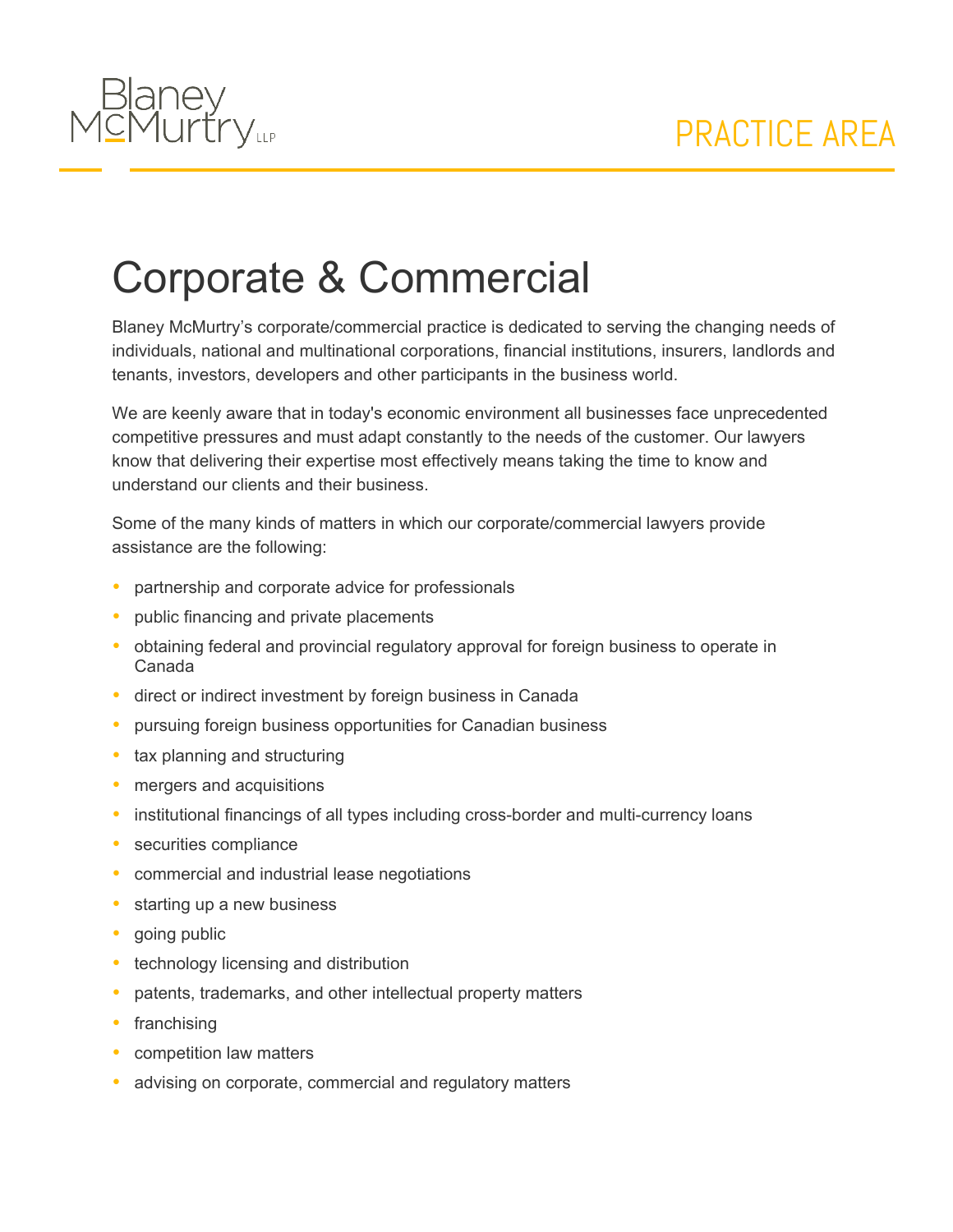Blaney McMurtry LLP

PRACTICE AREA

# Corporate & Commercial

Blaney McMurtry's corporate/commercial practice is dedicated to serving the changing needs of individuals, national and multinational corporations, financial institutions, insurers, landlords and tenants, investors, developers and other participants in the business world.

We are keenly aware that in today's economic environment all businesses face unprecedented competitive pressures and must adapt constantly to the needs of the customer. Our lawyers know that delivering their expertise most effectively means taking the time to know and understand our clients and their business.

Some of the many kinds of matters in which our corporate/commercial lawyers provide assistance are the following:

- partnership and corporate advice for professionals
- public financing and private placements
- obtaining federal and provincial regulatory approval for foreign business to operate in Canada
- direct or indirect investment by foreign business in Canada
- pursuing foreign business opportunities for Canadian business
- tax planning and structuring
- mergers and acquisitions
- institutional financings of all types including cross-border and multi-currency loans
- securities compliance
- commercial and industrial lease negotiations
- starting up a new business
- going public
- technology licensing and distribution
- patents, trademarks, and other intellectual property matters
- franchising
- competition law matters
- advising on corporate, commercial and regulatory matters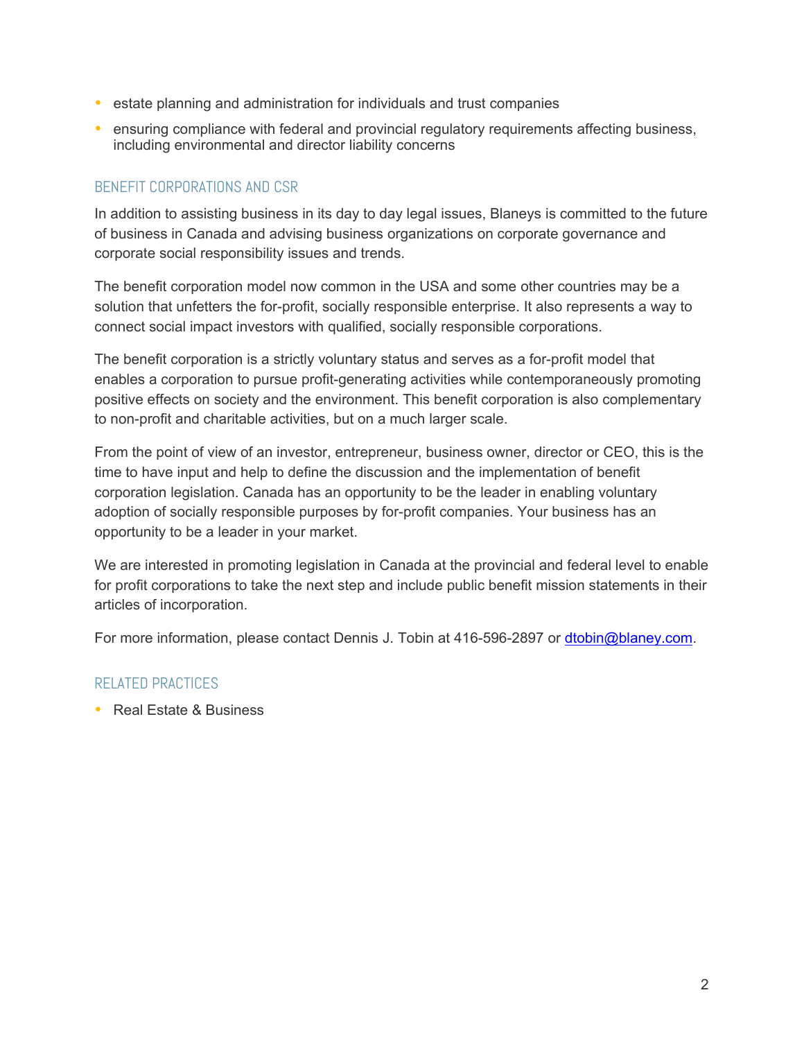- estate planning and administration for individuals and trust companies
- ensuring compliance with federal and provincial regulatory requirements affecting business, including environmental and director liability concerns

## BENEFIT CORPORATIONS AND CSR

In addition to assisting business in its day to day legal issues, Blaneys is committed to the future of business in Canada and advising business organizations on corporate governance and corporate social responsibility issues and trends.

The benefit corporation model now common in the USA and some other countries may be a solution that unfetters the for-profit, socially responsible enterprise. It also represents a way to connect social impact investors with qualified, socially responsible corporations.

The benefit corporation is a strictly voluntary status and serves as a for-profit model that enables a corporation to pursue profit-generating activities while contemporaneously promoting positive effects on society and the environment. This benefit corporation is also complementary to non-profit and charitable activities, but on a much larger scale.

From the point of view of an investor, entrepreneur, business owner, director or CEO, this is the time to have input and help to define the discussion and the implementation of benefit corporation legislation. Canada has an opportunity to be the leader in enabling voluntary adoption of socially responsible purposes by for-profit companies. Your business has an opportunity to be a leader in your market.

We are interested in promoting legislation in Canada at the provincial and federal level to enable for profit corporations to take the next step and include public benefit mission statements in their articles of incorporation.

For more information, please contact Dennis J. Tobin at 416-596-2897 or dtobin@blaney.com.

## RELATED PRACTICES

- Real Estate & Business